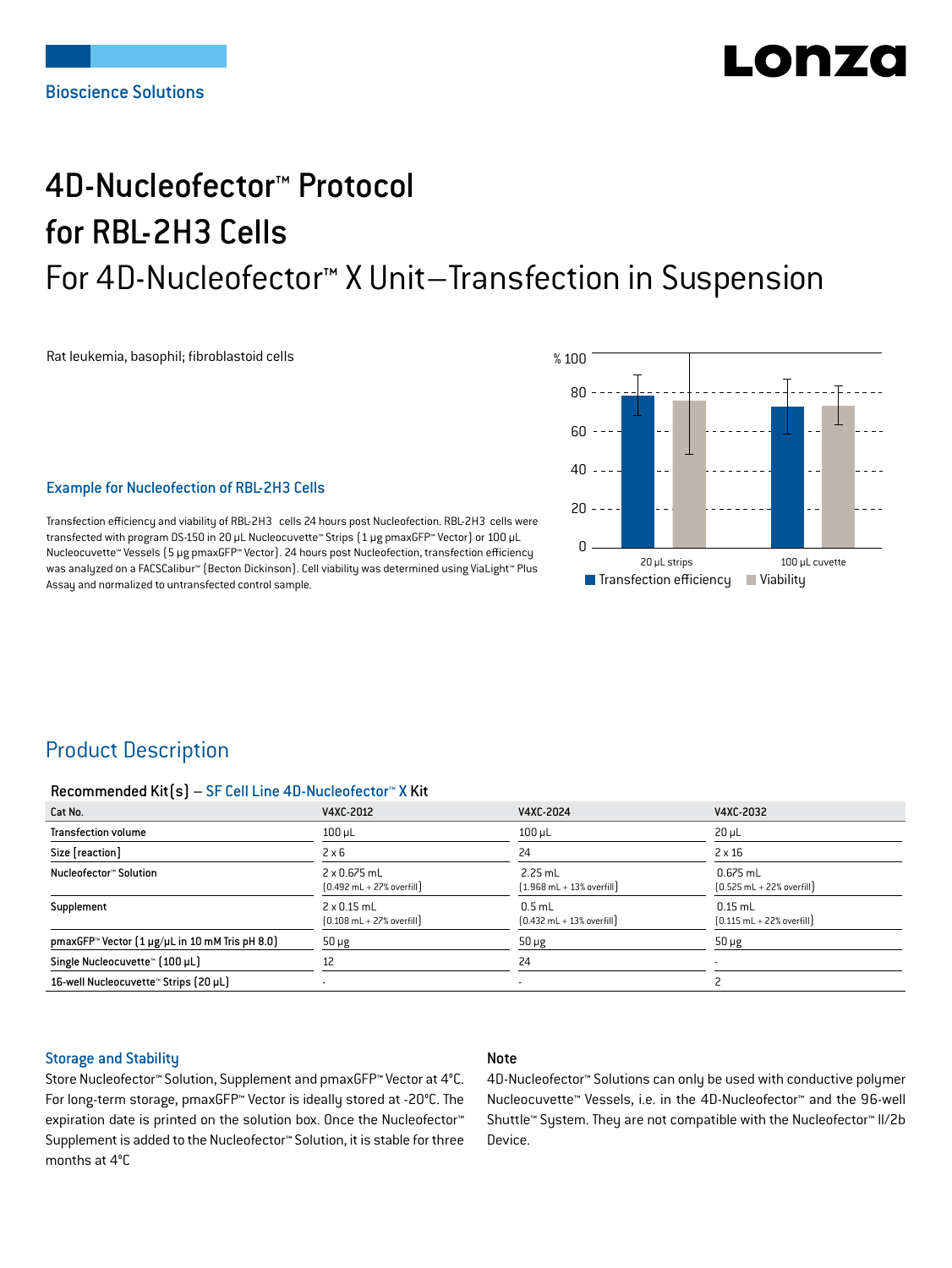Bioscience Solutions

# 4D-Nucleofector™ Protocol for RBL-2H3 Cells

## For 4D-Nucleofector™ X Unit—Transfection in Suspension

Rat leukemia, basophil; fibroblastoid cells

### Example for Nucleofection of RBL-2H3 Cells

Transfection efficiency and viability of RBL-2H3 cells 24 hours post Nucleofection. RBL-2H3 cells were transfected with program DS-150 in 20 µL Nucleocuvette™ Strips (1 µg pmaxGFP™ Vector) or 100 µL Nucleocuvette™ Vessels (5 µg pmaxGFP™ Vector). 24 hours post Nucleofection, transfection efficiency was analyzed on a FACSCalibur™ (Becton Dickinson). Cell viability was determined using ViaLight™ Plus Assay and normalized to untransfected control sample.

## Product Description

**Recommended Kit(s) – SF Cell Line 4D-Nucleofector™ X Kit**

| Cat No. | V4XC-2012 | V4XC-2024 | V4XC-2032 |
|---|---|---|---|
| Transfection volume | 100 µL | 100 µL | 20 µL |
| Size [reaction] | 2 x 6 | 24 | 2 x 16 |
| Nucleofector™ Solution | 2 x 0.675 mL (0.492 mL + 27% overfill) | 2.25 mL (1.968 mL + 13% overfill) | 0.675 mL (0.525 mL + 22% overfill) |
| Supplement | 2 x 0.15 mL (0.108 mL + 27% overfill) | 0.5 mL (0.432 mL + 13% overfill) | 0.15 mL (0.115 mL + 22% overfill) |
| pmaxGFP™ Vector (1 µg/µL in 10 mM Tris pH 8.0) | 50 µg | 50 µg | 50 µg |
| Single Nucleocuvette™ (100 µL) | 12 | 24 | - |
| 16-well Nucleocuvette™ Strips (20 µL) | - | - | 2 |

### Storage and Stability

Store Nucleofector™ Solution, Supplement and pmaxGFP™ Vector at 4°C. For long-term storage, pmaxGFP™ Vector is ideally stored at -20°C. The expiration date is printed on the solution box. Once the Nucleofector™ Supplement is added to the Nucleofector™ Solution, it is stable for three months at 4°C

### Note

4D-Nucleofector™ Solutions can only be used with conductive polymer Nucleocuvette™ Vessels, i.e. in the 4D-Nucleofector™ and the 96-well Shuttle™ System. They are not compatible with the Nucleofector™ II/2b Device.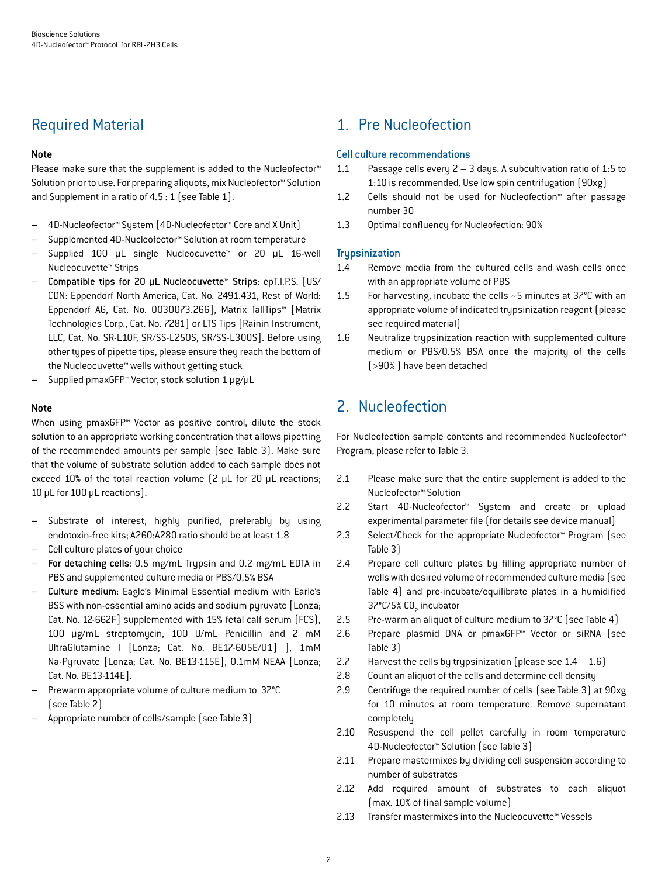## Required Material

**Note**

Please make sure that the supplement is added to the Nucleofector™ Solution prior to use. For preparing aliquots, mix Nucleofector™ Solution and Supplement in a ratio of 4.5 : 1 (see Table 1).

- 4D-Nucleofector™ System (4D-Nucleofector™ Core and X Unit)
- Supplemented 4D-Nucleofector™ Solution at room temperature
- Supplied 100 µL single Nucleocuvette™ or 20 µL 16-well Nucleocuvette™ Strips
- **Compatible tips for 20 µL Nucleocuvette™ Strips**: epT.I.P.S. [US/CDN: Eppendorf North America, Cat. No. 2491.431, Rest of World: Eppendorf AG, Cat. No. 0030073.266], Matrix TallTips™ [Matrix Technologies Corp., Cat. No. 7281] or LTS Tips [Rainin Instrument, LLC, Cat. No. SR-L10F, SR/SS-L250S, SR/SS-L300S]. Before using other types of pipette tips, please ensure they reach the bottom of the Nucleocuvette™ wells without getting stuck
- Supplied pmaxGFP™ Vector, stock solution 1 µg/µL

**Note**

When using pmaxGFP™ Vector as positive control, dilute the stock solution to an appropriate working concentration that allows pipetting of the recommended amounts per sample (see Table 3). Make sure that the volume of substrate solution added to each sample does not exceed 10% of the total reaction volume (2 µL for 20 µL reactions; 10 µL for 100 µL reactions).

- Substrate of interest, highly purified, preferably by using endotoxin-free kits; A260:A280 ratio should be at least 1.8
- Cell culture plates of your choice
- **For detaching cells:** 0.5 mg/mL Trypsin and 0.2 mg/mL EDTA in PBS and supplemented culture media or PBS/0.5% BSA
- **Culture medium:** Eagle's Minimal Essential medium with Earle's BSS with non-essential amino acids and sodium pyruvate [Lonza; Cat. No. 12-662F] supplemented with 15% fetal calf serum (FCS), 100 µg/mL streptomycin, 100 U/mL Penicillin and 2 mM UltraGlutamine I [Lonza; Cat. No. BE17-605E/U1] ], 1mM Na-Pyruvate [Lonza; Cat. No. BE13-115E], 0.1mM NEAA [Lonza; Cat. No. BE13-114E].
- Prewarm appropriate volume of culture medium to 37°C (see Table 2)
- Appropriate number of cells/sample (see Table 3)

## 1. Pre Nucleofection

### Cell culture recommendations

1.1 Passage cells every 2 – 3 days. A subcultivation ratio of 1:5 to 1:10 is recommended. Use low spin centrifugation (90xg)

1.2 Cells should not be used for Nucleofection™ after passage number 30

1.3 Optimal confluency for Nucleofection: 90%

### Trypsinization

1.4 Remove media from the cultured cells and wash cells once with an appropriate volume of PBS

1.5 For harvesting, incubate the cells ~5 minutes at 37°C with an appropriate volume of indicated trypsinization reagent (please see required material)

1.6 Neutralize trypsinization reaction with supplemented culture medium or PBS/0.5% BSA once the majority of the cells (>90% ) have been detached

## 2. Nucleofection

For Nucleofection sample contents and recommended Nucleofector™ Program, please refer to Table 3.

2.1 Please make sure that the entire supplement is added to the Nucleofector™ Solution

2.2 Start 4D-Nucleofector™ System and create or upload experimental parameter file (for details see device manual)

2.3 Select/Check for the appropriate Nucleofector™ Program (see Table 3)

2.4 Prepare cell culture plates by filling appropriate number of wells with desired volume of recommended culture media (see Table 4) and pre-incubate/equilibrate plates in a humidified 37°C/5% $CO_2$ incubator

2.5 Pre-warm an aliquot of culture medium to 37°C (see Table 4)

2.6 Prepare plasmid DNA or pmaxGFP™ Vector or siRNA (see Table 3)

2.7 Harvest the cells by trypsinization (please see 1.4 – 1.6)

2.8 Count an aliquot of the cells and determine cell density

2.9 Centrifuge the required number of cells (see Table 3) at 90xg for 10 minutes at room temperature. Remove supernatant completely

2.10 Resuspend the cell pellet carefully in room temperature 4D-Nucleofector™ Solution (see Table 3)

2.11 Prepare mastermixes by dividing cell suspension according to number of substrates

2.12 Add required amount of substrates to each aliquot (max. 10% of final sample volume)

2.13 Transfer mastermixes into the Nucleocuvette™ Vessels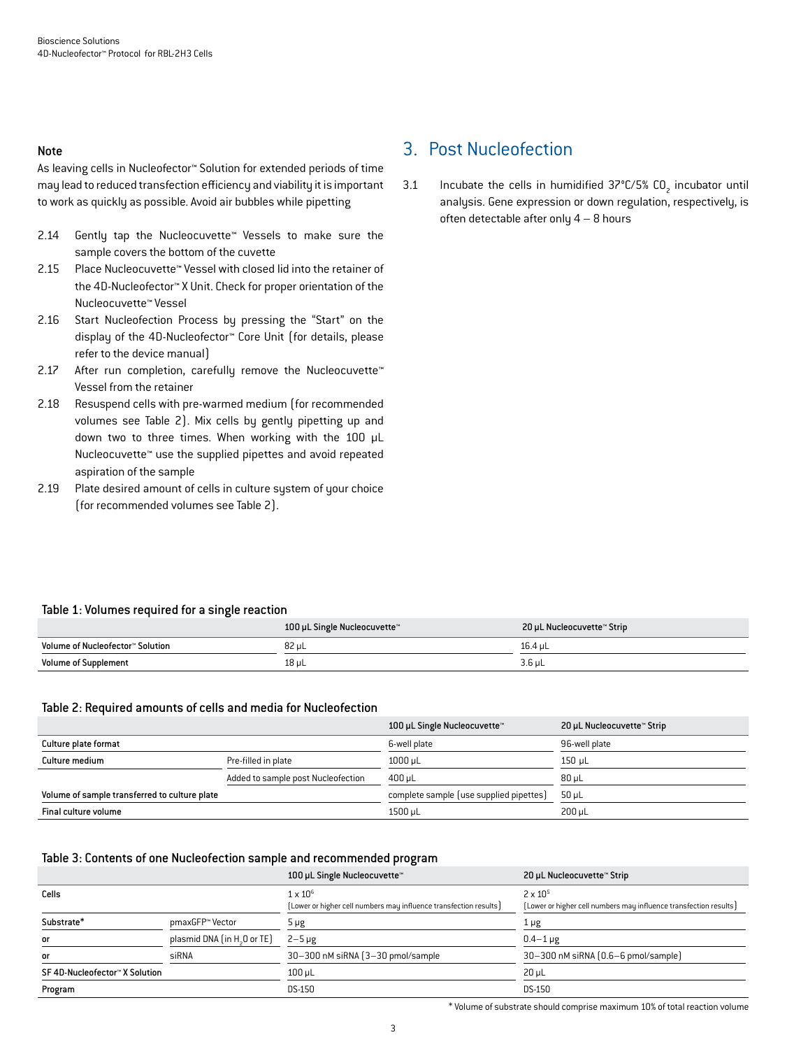**Note**

As leaving cells in Nucleofector™ Solution for extended periods of time may lead to reduced transfection efficiency and viability it is important to work as quickly as possible. Avoid air bubbles while pipetting

2.14 Gently tap the Nucleocuvette™ Vessels to make sure the sample covers the bottom of the cuvette

2.15 Place Nucleocuvette™ Vessel with closed lid into the retainer of the 4D-Nucleofector™ X Unit. Check for proper orientation of the Nucleocuvette™ Vessel

2.16 Start Nucleofection Process by pressing the "Start" on the display of the 4D-Nucleofector™ Core Unit (for details, please refer to the device manual)

2.17 After run completion, carefully remove the Nucleocuvette™ Vessel from the retainer

2.18 Resuspend cells with pre-warmed medium (for recommended volumes see Table 2). Mix cells by gently pipetting up and down two to three times. When working with the 100 µL Nucleocuvette™ use the supplied pipettes and avoid repeated aspiration of the sample

2.19 Plate desired amount of cells in culture system of your choice (for recommended volumes see Table 2).

# 3. Post Nucleofection

3.1 Incubate the cells in humidified 37°C/5% $CO_2$ incubator until analysis. Gene expression or down regulation, respectively, is often detectable after only 4 – 8 hours

**Table 1: Volumes required for a single reaction**

| | 100 µL Single Nucleocuvette™ | 20 µL Nucleocuvette™ Strip |
|---|---|---|
| **Volume of Nucleofector™ Solution** | 82 µL | 16.4 µL |
| **Volume of Supplement** | 18 µL | 3.6 µL |

**Table 2: Required amounts of cells and media for Nucleofection**

| | | 100 µL Single Nucleocuvette™ | 20 µL Nucleocuvette™ Strip |
|---|---|---|---|
| **Culture plate format** | | 6-well plate | 96-well plate |
| **Culture medium** | Pre-filled in plate | 1000 µL | 150 µL |
| | Added to sample post Nucleofection | 400 µL | 80 µL |
| **Volume of sample transferred to culture plate** | | complete sample (use supplied pipettes) | 50 µL |
| **Final culture volume** | | 1500 µL | 200 µL |

**Table 3: Contents of one Nucleofection sample and recommended program**

| | | 100 µL Single Nucleocuvette™ | 20 µL Nucleocuvette™ Strip |
|---|---|---|---|
| **Cells** | | $1 \times 10^6$ (Lower or higher cell numbers may influence transfection results) | $2 \times 10^5$ (Lower or higher cell numbers may influence transfection results) |
| **Substrate*** | pmaxGFP™ Vector | 5 µg | 1 µg |
| **or** | plasmid DNA (in $H_2O$ or TE) | 2–5 µg | 0.4–1 µg |
| **or** | siRNA | 30–300 nM siRNA (3–30 pmol/sample | 30–300 nM siRNA (0.6–6 pmol/sample) |
| **SF 4D-Nucleofector™ X Solution** | | 100 µL | 20 µL |
| **Program** | | DS-150 | DS-150 |

* Volume of substrate should comprise maximum 10% of total reaction volume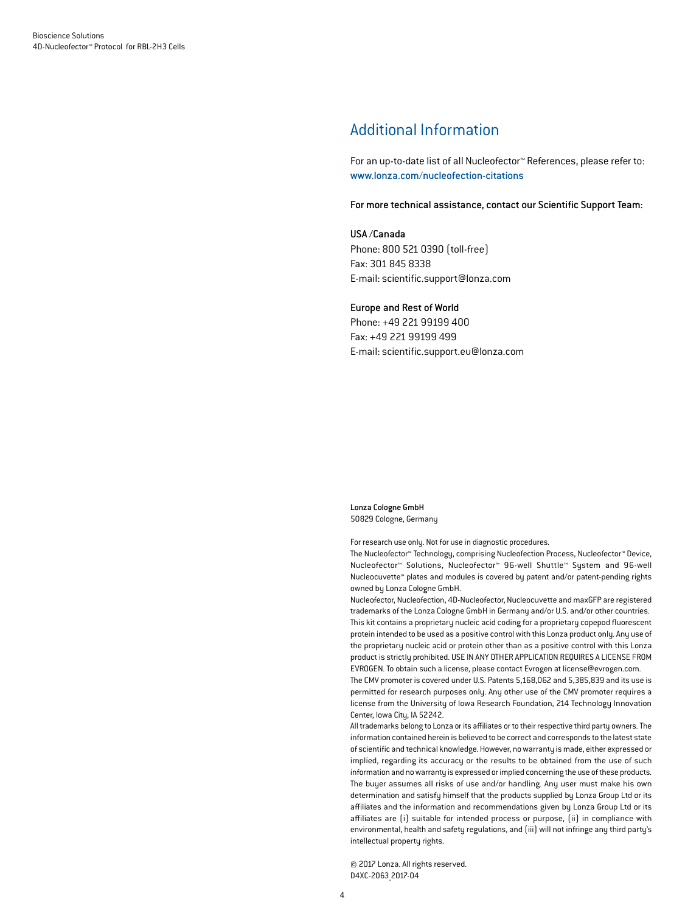## Additional Information

For an up-to-date list of all Nucleofector™ References, please refer to:
**www.lonza.com/nucleofection-citations**

**For more technical assistance, contact our Scientific Support Team:**

**USA /Canada**
Phone: 800 521 0390 (toll-free)
Fax: 301 845 8338
E-mail: scientific.support@lonza.com

**Europe and Rest of World**
Phone: +49 221 99199 400
Fax: +49 221 99199 499
E-mail: scientific.support.eu@lonza.com

**Lonza Cologne GmbH**
50829 Cologne, Germany

For research use only. Not for use in diagnostic procedures.
The Nucleofector™ Technology, comprising Nucleofection Process, Nucleofector™ Device, Nucleofector™ Solutions, Nucleofector™ 96-well Shuttle™ System and 96-well Nucleocuvette™ plates and modules is covered by patent and/or patent-pending rights owned by Lonza Cologne GmbH.
Nucleofector, Nucleofection, 4D-Nucleofector, Nucleocuvette and maxGFP are registered trademarks of the Lonza Cologne GmbH in Germany and/or U.S. and/or other countries.
This kit contains a proprietary nucleic acid coding for a proprietary copepod fluorescent protein intended to be used as a positive control with this Lonza product only. Any use of the proprietary nucleic acid or protein other than as a positive control with this Lonza product is strictly prohibited. USE IN ANY OTHER APPLICATION REQUIRES A LICENSE FROM EVROGEN. To obtain such a license, please contact Evrogen at license@evrogen.com.
The CMV promoter is covered under U.S. Patents 5,168,062 and 5,385,839 and its use is permitted for research purposes only. Any other use of the CMV promoter requires a license from the University of Iowa Research Foundation, 214 Technology Innovation Center, Iowa City, IA 52242.
All trademarks belong to Lonza or its affiliates or to their respective third party owners. The information contained herein is believed to be correct and corresponds to the latest state of scientific and technical knowledge. However, no warranty is made, either expressed or implied, regarding its accuracy or the results to be obtained from the use of such information and no warranty is expressed or implied concerning the use of these products. The buyer assumes all risks of use and/or handling. Any user must make his own determination and satisfy himself that the products supplied by Lonza Group Ltd or its affiliates and the information and recommendations given by Lonza Group Ltd or its affiliates are (i) suitable for intended process or purpose, (ii) in compliance with environmental, health and safety regulations, and (iii) will not infringe any third party's intellectual property rights.

© 2017 Lonza. All rights reserved.
D4XC-2063_2017-04